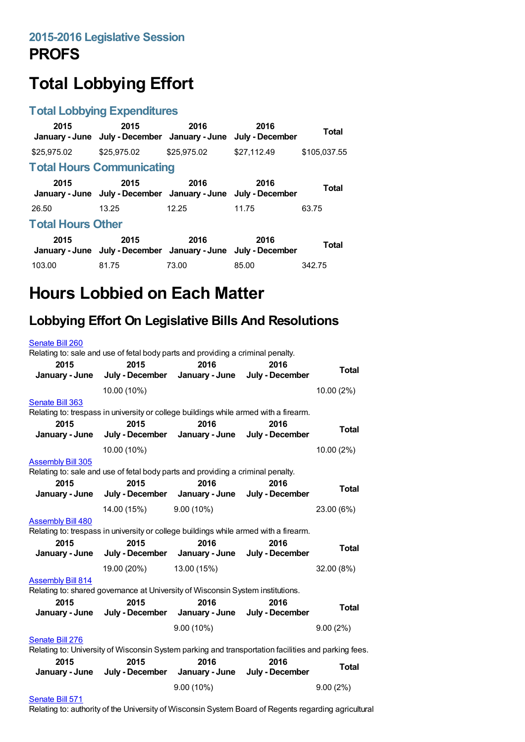## 2015-2016 Legislative Session

# PROFS

# Total Lobbying Effort

## Total Lobbying Expenditures

| 2015 January - June | 2015 July - December | 2016 January - June | 2016 July - December | Total |
|---|---|---|---|---|
| $25,975.02 | $25,975.02 | $25,975.02 | $27,112.49 | $105,037.55 |

## Total Hours Communicating

| 2015 January - June | 2015 July - December | 2016 January - June | 2016 July - December | Total |
|---|---|---|---|---|
| 26.50 | 13.25 | 12.25 | 11.75 | 63.75 |

## Total Hours Other

| 2015 January - June | 2015 July - December | 2016 January - June | 2016 July - December | Total |
|---|---|---|---|---|
| 103.00 | 81.75 | 73.00 | 85.00 | 342.75 |

# Hours Lobbied on Each Matter

## Lobbying Effort On Legislative Bills And Resolutions

Senate Bill 260

Relating to: sale and use of fetal body parts and providing a criminal penalty.

| 2015 January - June | 2015 July - December | 2016 January - June | 2016 July - December | Total |
|---|---|---|---|---|
| | 10.00 (10%) | | | 10.00 (2%) |

Senate Bill 363

Relating to: trespass in university or college buildings while armed with a firearm.

| 2015 January - June | 2015 July - December | 2016 January - June | 2016 July - December | Total |
|---|---|---|---|---|
| | 10.00 (10%) | | | 10.00 (2%) |

Assembly Bill 305

Relating to: sale and use of fetal body parts and providing a criminal penalty.

| 2015 January - June | 2015 July - December | 2016 January - June | 2016 July - December | Total |
|---|---|---|---|---|
| | 14.00 (15%) | 9.00 (10%) | | 23.00 (6%) |

Assembly Bill 480

Relating to: trespass in university or college buildings while armed with a firearm.

| 2015 January - June | 2015 July - December | 2016 January - June | 2016 July - December | Total |
|---|---|---|---|---|
| | 19.00 (20%) | 13.00 (15%) | | 32.00 (8%) |

Assembly Bill 814

Relating to: shared governance at University of Wisconsin System institutions.

| 2015 January - June | 2015 July - December | 2016 January - June | 2016 July - December | Total |
|---|---|---|---|---|
| | | 9.00 (10%) | | 9.00 (2%) |

Senate Bill 276

Relating to: University of Wisconsin System parking and transportation facilities and parking fees.

| 2015 January - June | 2015 July - December | 2016 January - June | 2016 July - December | Total |
|---|---|---|---|---|
| | | 9.00 (10%) | | 9.00 (2%) |

Senate Bill 571

Relating to: authority of the University of Wisconsin System Board of Regents regarding agricultural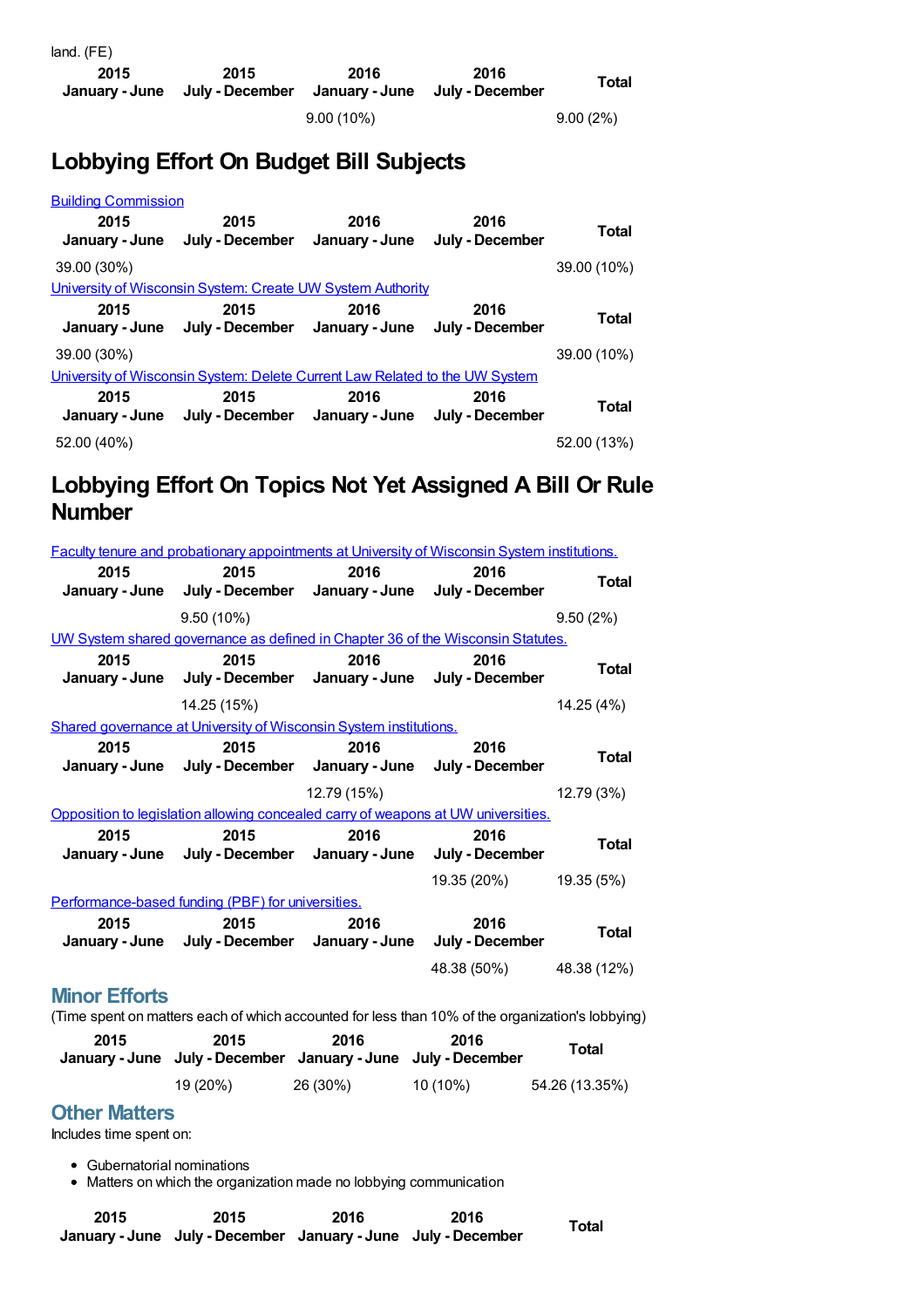land. (FE)

| 2015 January - June | 2015 July - December | 2016 January - June | 2016 July - December | Total |
|---|---|---|---|---|
| | | 9.00 (10%) | | 9.00 (2%) |

## Lobbying Effort On Budget Bill Subjects

Building Commission

| 2015 January - June | 2015 July - December | 2016 January - June | 2016 July - December | Total |
|---|---|---|---|---|
| 39.00 (30%) | | | | 39.00 (10%) |

University of Wisconsin System: Create UW System Authority

| 2015 January - June | 2015 July - December | 2016 January - June | 2016 July - December | Total |
|---|---|---|---|---|
| 39.00 (30%) | | | | 39.00 (10%) |

University of Wisconsin System: Delete Current Law Related to the UW System

| 2015 January - June | 2015 July - December | 2016 January - June | 2016 July - December | Total |
|---|---|---|---|---|
| 52.00 (40%) | | | | 52.00 (13%) |

## Lobbying Effort On Topics Not Yet Assigned A Bill Or Rule Number

Faculty tenure and probationary appointments at University of Wisconsin System institutions.

| 2015 January - June | 2015 July - December | 2016 January - June | 2016 July - December | Total |
|---|---|---|---|---|
| | 9.50 (10%) | | | 9.50 (2%) |

UW System shared governance as defined in Chapter 36 of the Wisconsin Statutes.

| 2015 January - June | 2015 July - December | 2016 January - June | 2016 July - December | Total |
|---|---|---|---|---|
| | 14.25 (15%) | | | 14.25 (4%) |

Shared governance at University of Wisconsin System institutions.

| 2015 January - June | 2015 July - December | 2016 January - June | 2016 July - December | Total |
|---|---|---|---|---|
| | | 12.79 (15%) | | 12.79 (3%) |

Opposition to legislation allowing concealed carry of weapons at UW universities.

| 2015 January - June | 2015 July - December | 2016 January - June | 2016 July - December | Total |
|---|---|---|---|---|
| | | | 19.35 (20%) | 19.35 (5%) |

Performance-based funding (PBF) for universities.

| 2015 January - June | 2015 July - December | 2016 January - June | 2016 July - December | Total |
|---|---|---|---|---|
| | | | 48.38 (50%) | 48.38 (12%) |

### Minor Efforts

(Time spent on matters each of which accounted for less than 10% of the organization's lobbying)

| 2015 January - June | 2015 July - December | 2016 January - June | 2016 July - December | Total |
|---|---|---|---|---|
| | 19 (20%) | 26 (30%) | 10 (10%) | 54.26 (13.35%) |

### Other Matters

Includes time spent on:

- Gubernatorial nominations
- Matters on which the organization made no lobbying communication

| 2015 January - June | 2015 July - December | 2016 January - June | 2016 July - December | Total |
|---|---|---|---|---|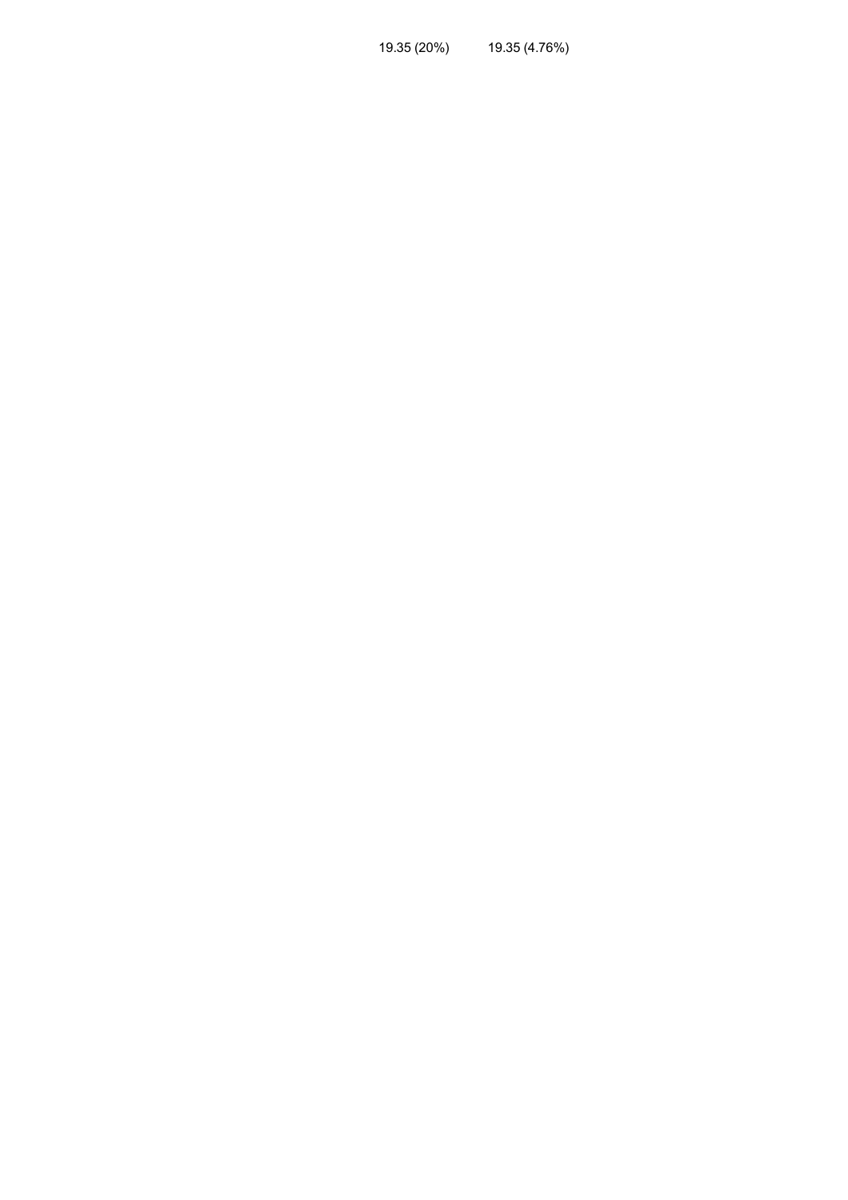19.35 (20%)   19.35 (4.76%)